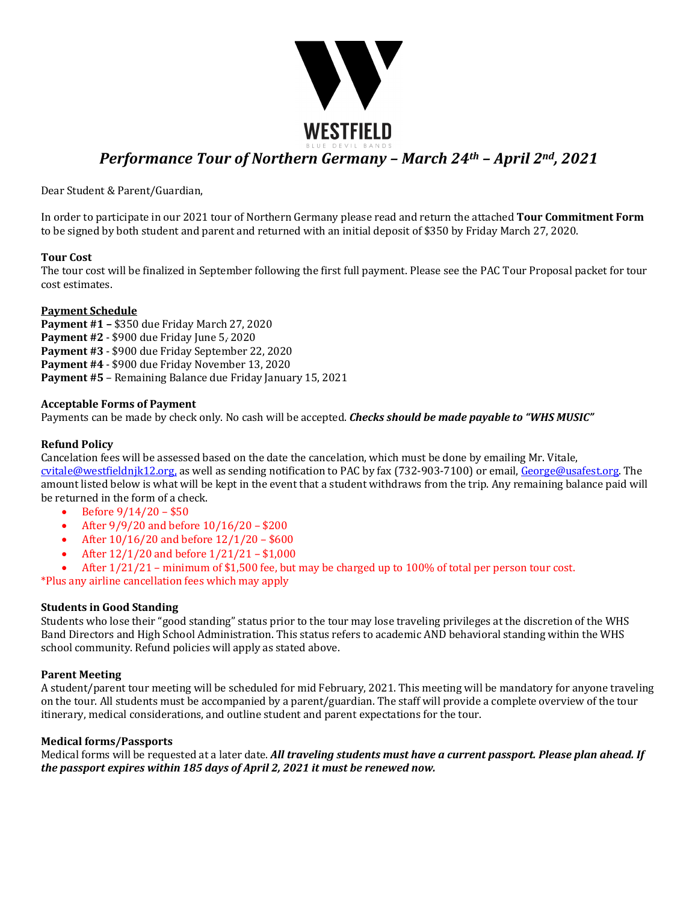WESTFIELD

BLUE DEVIL BANDS

# *Performance Tour of Northern Germany – March 24th – April 2nd, 2021*

Dear Student & Parent/Guardian,

In order to participate in our 2021 tour of Northern Germany please read and return the attached **Tour Commitment Form** to be signed by both student and parent and returned with an initial deposit of $350 by Friday March 27, 2020.

**Tour Cost**
The tour cost will be finalized in September following the first full payment. Please see the PAC Tour Proposal packet for tour cost estimates.

**Payment Schedule**
**Payment #1 –** $350 due Friday March 27, 2020
**Payment #2** - $900 due Friday June 5, 2020
**Payment #3** - $900 due Friday September 22, 2020
**Payment #4** - $900 due Friday November 13, 2020
**Payment #5** – Remaining Balance due Friday January 15, 2021

**Acceptable Forms of Payment**
Payments can be made by check only. No cash will be accepted. ***Checks should be made payable to "WHS MUSIC"***

**Refund Policy**
Cancelation fees will be assessed based on the date the cancelation, which must be done by emailing Mr. Vitale, cvitale@westfieldnjk12.org, as well as sending notification to PAC by fax (732-903-7100) or email, George@usafest.org. The amount listed below is what will be kept in the event that a student withdraws from the trip. Any remaining balance paid will be returned in the form of a check.

- Before 9/14/20 – $50
- After 9/9/20 and before 10/16/20 – $200
- After 10/16/20 and before 12/1/20 – $600
- After 12/1/20 and before 1/21/21 – $1,000
- After 1/21/21 – minimum of $1,500 fee, but may be charged up to 100% of total per person tour cost.

*Plus any airline cancellation fees which may apply

**Students in Good Standing**
Students who lose their "good standing" status prior to the tour may lose traveling privileges at the discretion of the WHS Band Directors and High School Administration. This status refers to academic AND behavioral standing within the WHS school community. Refund policies will apply as stated above.

**Parent Meeting**
A student/parent tour meeting will be scheduled for mid February, 2021. This meeting will be mandatory for anyone traveling on the tour. All students must be accompanied by a parent/guardian. The staff will provide a complete overview of the tour itinerary, medical considerations, and outline student and parent expectations for the tour.

**Medical forms/Passports**
Medical forms will be requested at a later date. ***All traveling students must have a current passport. Please plan ahead. If the passport expires within 185 days of April 2, 2021 it must be renewed now.***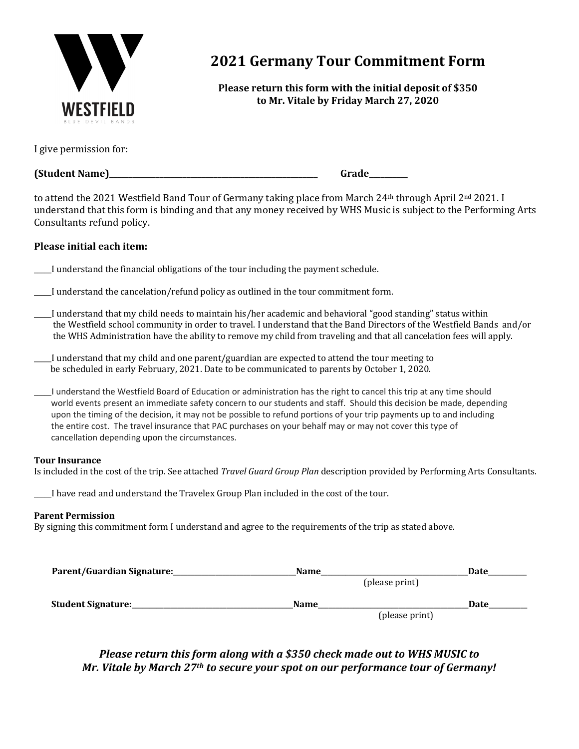WESTFIELD

BLUE DEVIL BANDS

# 2021 Germany Tour Commitment Form

**Please return this form with the initial deposit of $350 to Mr. Vitale by Friday March 27, 2020**

I give permission for:

**(Student Name)**_______________________________________________ **Grade**_________

to attend the 2021 Westfield Band Tour of Germany taking place from March 24th through April 2nd 2021. I understand that this form is binding and that any money received by WHS Music is subject to the Performing Arts Consultants refund policy.

**Please initial each item:**

_____I understand the financial obligations of the tour including the payment schedule.

_____I understand the cancelation/refund policy as outlined in the tour commitment form.

_____I understand that my child needs to maintain his/her academic and behavioral "good standing" status within the Westfield school community in order to travel. I understand that the Band Directors of the Westfield Bands and/or the WHS Administration have the ability to remove my child from traveling and that all cancelation fees will apply.

_____I understand that my child and one parent/guardian are expected to attend the tour meeting to be scheduled in early February, 2021. Date to be communicated to parents by October 1, 2020.

_____I understand the Westfield Board of Education or administration has the right to cancel this trip at any time should world events present an immediate safety concern to our students and staff. Should this decision be made, depending upon the timing of the decision, it may not be possible to refund portions of your trip payments up to and including the entire cost. The travel insurance that PAC purchases on your behalf may or may not cover this type of cancellation depending upon the circumstances.

**Tour Insurance**

Is included in the cost of the trip. See attached *Travel Guard Group Plan* description provided by Performing Arts Consultants.

_____I have read and understand the Travelex Group Plan included in the cost of the tour.

**Parent Permission**

By signing this commitment form I understand and agree to the requirements of the trip as stated above.

**Parent/Guardian Signature:**_____________________________ **Name**___________________________________ **Date**_________

(please print)

**Student Signature:**___________________________________ **Name**___________________________________ **Date**_________

(please print)

***Please return this form along with a $350 check made out to WHS MUSIC to Mr. Vitale by March 27th to secure your spot on our performance tour of Germany!***